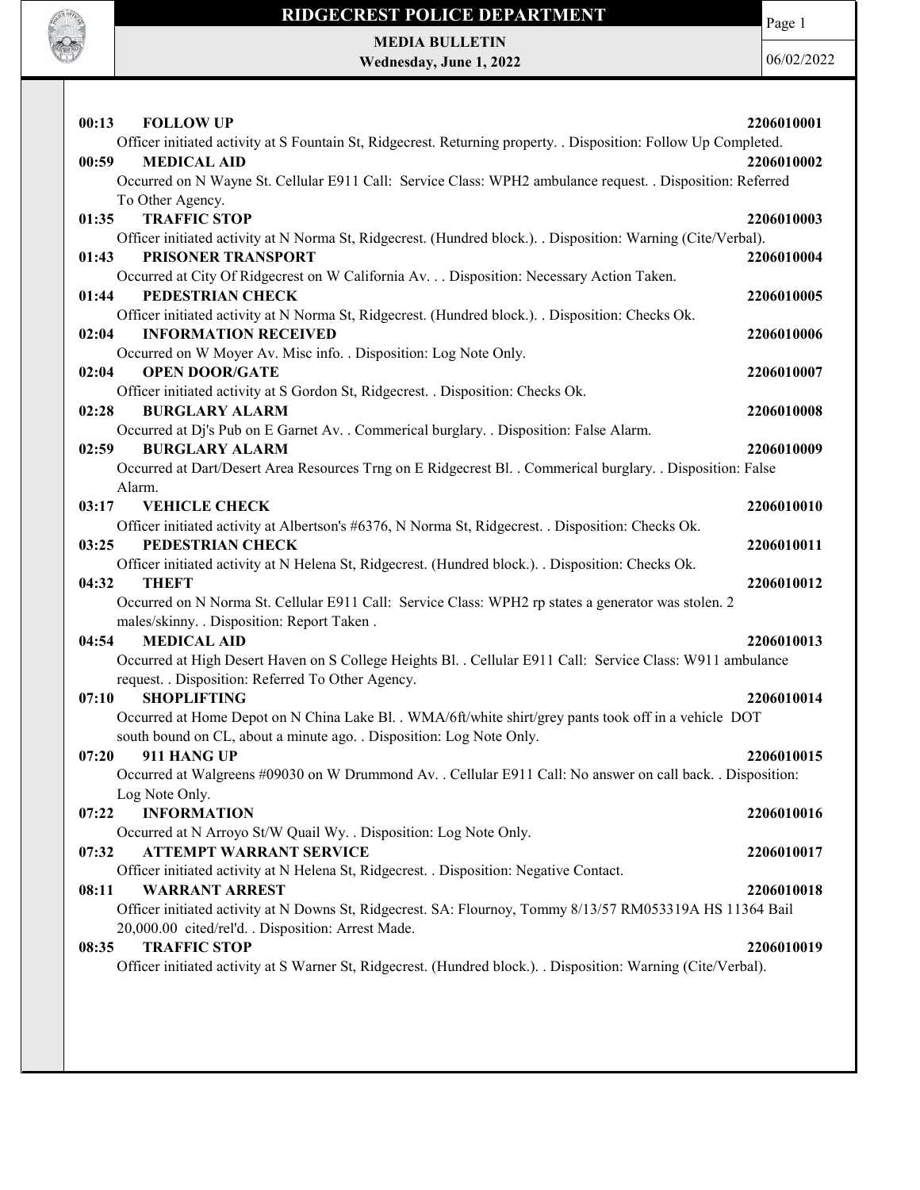# RIDGECREST POLICE DEPARTMENT

**MEDIA BULLETIN**
**Wednesday, June 1, 2022**

06/02/2022

**00:13 FOLLOW UP** **2206010001**
Officer initiated activity at S Fountain St, Ridgecrest. Returning property. . Disposition: Follow Up Completed.

**00:59 MEDICAL AID** **2206010002**
Occurred on N Wayne St. Cellular E911 Call: Service Class: WPH2 ambulance request. . Disposition: Referred To Other Agency.

**01:35 TRAFFIC STOP** **2206010003**
Officer initiated activity at N Norma St, Ridgecrest. (Hundred block.). . Disposition: Warning (Cite/Verbal).

**01:43 PRISONER TRANSPORT** **2206010004**
Occurred at City Of Ridgecrest on W California Av. . . Disposition: Necessary Action Taken.

**01:44 PEDESTRIAN CHECK** **2206010005**
Officer initiated activity at N Norma St, Ridgecrest. (Hundred block.). . Disposition: Checks Ok.

**02:04 INFORMATION RECEIVED** **2206010006**
Occurred on W Moyer Av. Misc info. . Disposition: Log Note Only.

**02:04 OPEN DOOR/GATE** **2206010007**
Officer initiated activity at S Gordon St, Ridgecrest. . Disposition: Checks Ok.

**02:28 BURGLARY ALARM** **2206010008**
Occurred at Dj's Pub on E Garnet Av. . Commerical burglary. . Disposition: False Alarm.

**02:59 BURGLARY ALARM** **2206010009**
Occurred at Dart/Desert Area Resources Trng on E Ridgecrest Bl. . Commerical burglary. . Disposition: False Alarm.

**03:17 VEHICLE CHECK** **2206010010**
Officer initiated activity at Albertson's #6376, N Norma St, Ridgecrest. . Disposition: Checks Ok.

**03:25 PEDESTRIAN CHECK** **2206010011**
Officer initiated activity at N Helena St, Ridgecrest. (Hundred block.). . Disposition: Checks Ok.

**04:32 THEFT** **2206010012**
Occurred on N Norma St. Cellular E911 Call: Service Class: WPH2 rp states a generator was stolen. 2 males/skinny. . Disposition: Report Taken .

**04:54 MEDICAL AID** **2206010013**
Occurred at High Desert Haven on S College Heights Bl. . Cellular E911 Call: Service Class: W911 ambulance request. . Disposition: Referred To Other Agency.

**07:10 SHOPLIFTING** **2206010014**
Occurred at Home Depot on N China Lake Bl. . WMA/6ft/white shirt/grey pants took off in a vehicle DOT south bound on CL, about a minute ago. . Disposition: Log Note Only.

**07:20 911 HANG UP** **2206010015**
Occurred at Walgreens #09030 on W Drummond Av. . Cellular E911 Call: No answer on call back. . Disposition: Log Note Only.

**07:22 INFORMATION** **2206010016**
Occurred at N Arroyo St/W Quail Wy. . Disposition: Log Note Only.

**07:32 ATTEMPT WARRANT SERVICE** **2206010017**
Officer initiated activity at N Helena St, Ridgecrest. . Disposition: Negative Contact.

**08:11 WARRANT ARREST** **2206010018**
Officer initiated activity at N Downs St, Ridgecrest. SA: Flournoy, Tommy 8/13/57 RM053319A HS 11364 Bail 20,000.00 cited/rel'd. . Disposition: Arrest Made.

**08:35 TRAFFIC STOP** **2206010019**
Officer initiated activity at S Warner St, Ridgecrest. (Hundred block.). . Disposition: Warning (Cite/Verbal).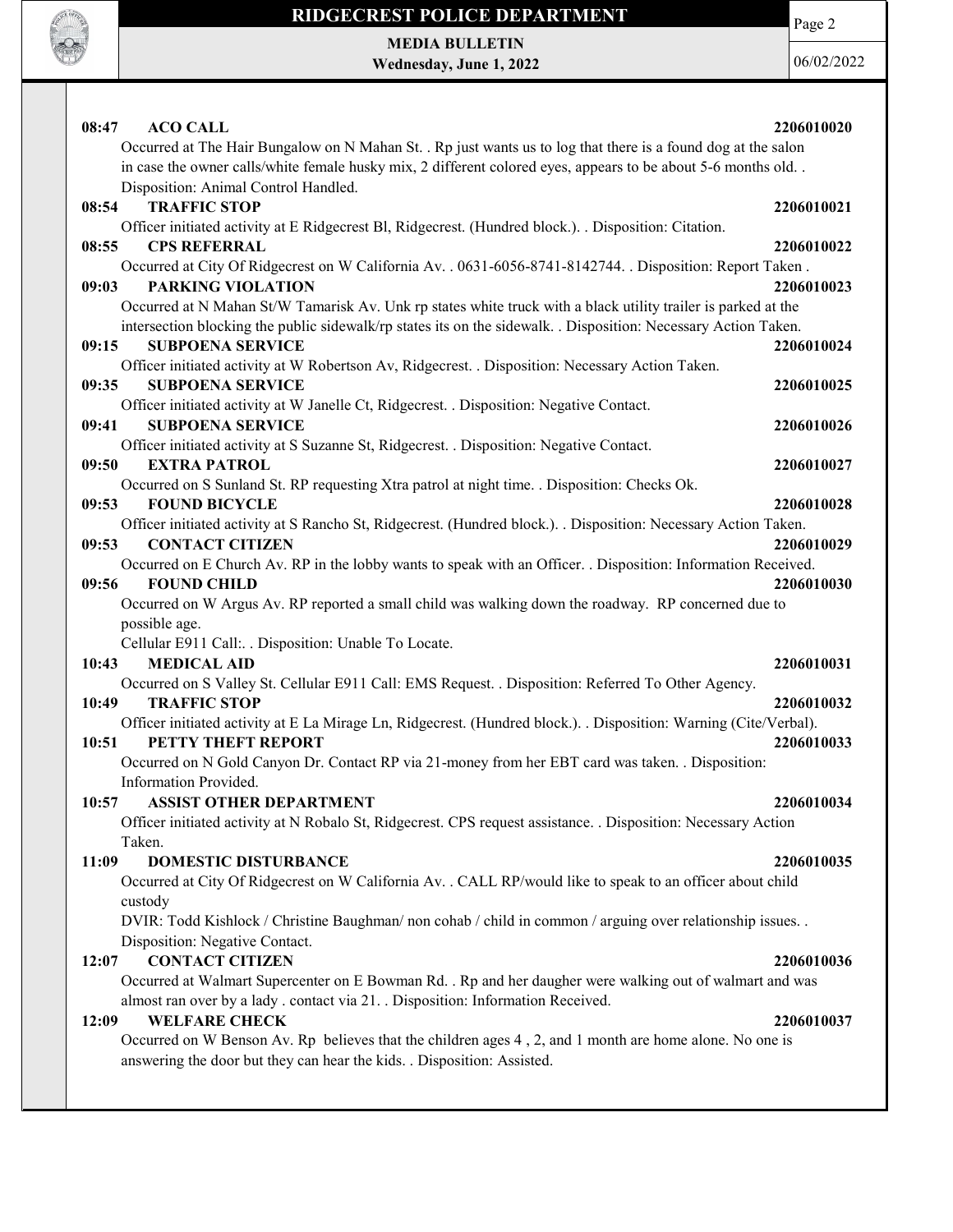**08:47 ACO CALL 2206010020**

Occurred at The Hair Bungalow on N Mahan St. . Rp just wants us to log that there is a found dog at the salon in case the owner calls/white female husky mix, 2 different colored eyes, appears to be about 5-6 months old. . Disposition: Animal Control Handled.

**08:54 TRAFFIC STOP 2206010021**

Officer initiated activity at E Ridgecrest Bl, Ridgecrest. (Hundred block.). . Disposition: Citation.

**08:55 CPS REFERRAL 2206010022**

Occurred at City Of Ridgecrest on W California Av. . 0631-6056-8741-8142744. . Disposition: Report Taken .

**09:03 PARKING VIOLATION 2206010023**

Occurred at N Mahan St/W Tamarisk Av. Unk rp states white truck with a black utility trailer is parked at the intersection blocking the public sidewalk/rp states its on the sidewalk. . Disposition: Necessary Action Taken.

**09:15 SUBPOENA SERVICE 2206010024**

Officer initiated activity at W Robertson Av, Ridgecrest. . Disposition: Necessary Action Taken.

**09:35 SUBPOENA SERVICE 2206010025**

Officer initiated activity at W Janelle Ct, Ridgecrest. . Disposition: Negative Contact.

**09:41 SUBPOENA SERVICE 2206010026**

Officer initiated activity at S Suzanne St, Ridgecrest. . Disposition: Negative Contact.

**09:50 EXTRA PATROL 2206010027**

Occurred on S Sunland St. RP requesting Xtra patrol at night time. . Disposition: Checks Ok.

**09:53 FOUND BICYCLE 2206010028**

Officer initiated activity at S Rancho St, Ridgecrest. (Hundred block.). . Disposition: Necessary Action Taken.

**09:53 CONTACT CITIZEN 2206010029**

Occurred on E Church Av. RP in the lobby wants to speak with an Officer. . Disposition: Information Received.

**09:56 FOUND CHILD 2206010030**

Occurred on W Argus Av. RP reported a small child was walking down the roadway. RP concerned due to possible age.
Cellular E911 Call:. . Disposition: Unable To Locate.

**10:43 MEDICAL AID 2206010031**

Occurred on S Valley St. Cellular E911 Call: EMS Request. . Disposition: Referred To Other Agency.

**10:49 TRAFFIC STOP 2206010032**

Officer initiated activity at E La Mirage Ln, Ridgecrest. (Hundred block.). . Disposition: Warning (Cite/Verbal).

**10:51 PETTY THEFT REPORT 2206010033**

Occurred on N Gold Canyon Dr. Contact RP via 21-money from her EBT card was taken. . Disposition: Information Provided.

**10:57 ASSIST OTHER DEPARTMENT 2206010034**

Officer initiated activity at N Robalo St, Ridgecrest. CPS request assistance. . Disposition: Necessary Action Taken.

**11:09 DOMESTIC DISTURBANCE 2206010035**

Occurred at City Of Ridgecrest on W California Av. . CALL RP/would like to speak to an officer about child custody
DVIR: Todd Kishlock / Christine Baughman/ non cohab / child in common / arguing over relationship issues. . Disposition: Negative Contact.

**12:07 CONTACT CITIZEN 2206010036**

Occurred at Walmart Supercenter on E Bowman Rd. . Rp and her daugher were walking out of walmart and was almost ran over by a lady . contact via 21. . Disposition: Information Received.

**12:09 WELFARE CHECK 2206010037**

Occurred on W Benson Av. Rp believes that the children ages 4 , 2, and 1 month are home alone. No one is answering the door but they can hear the kids. . Disposition: Assisted.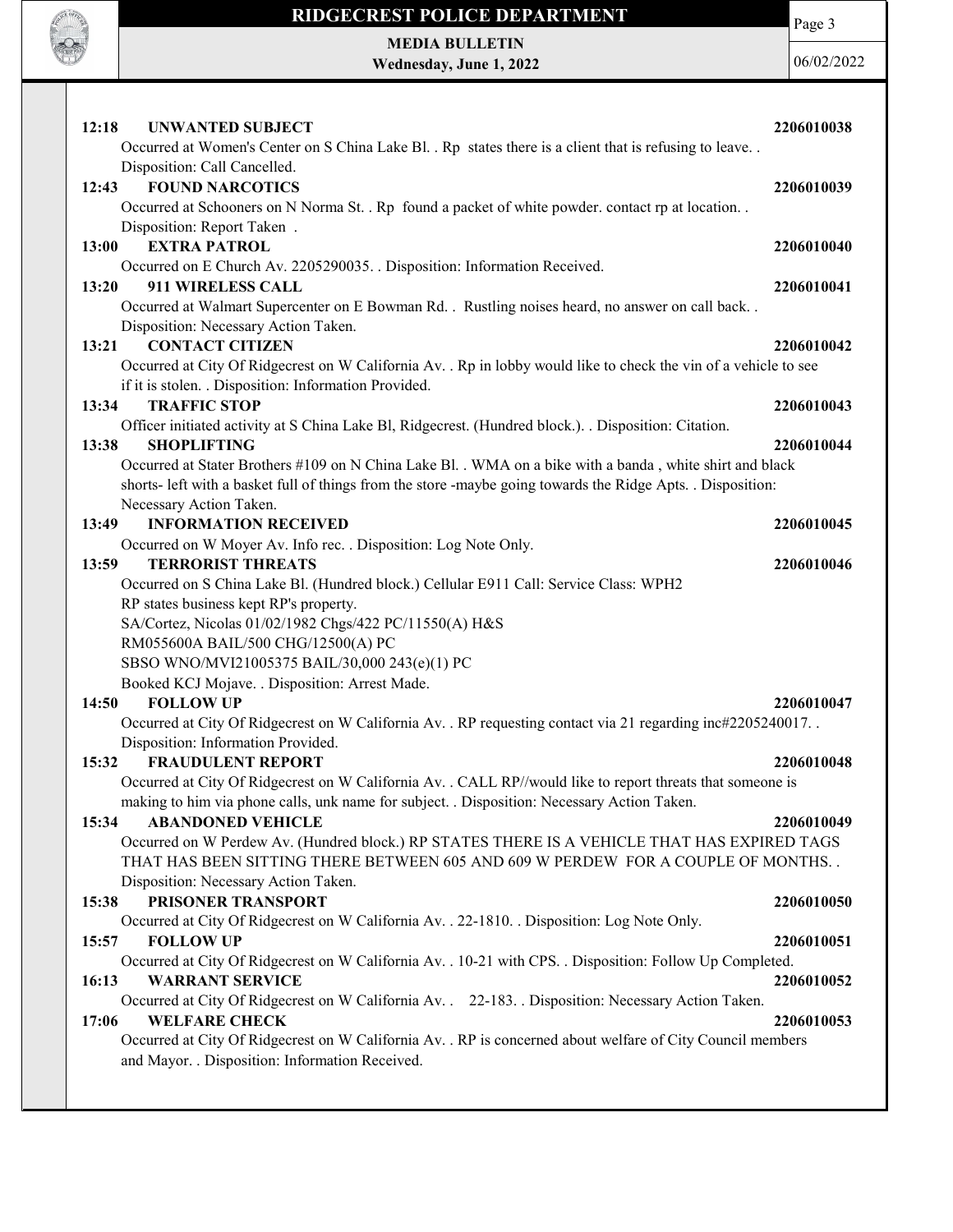**12:18 UNWANTED SUBJECT** **2206010038**

Occurred at Women's Center on S China Lake Bl. . Rp states there is a client that is refusing to leave. . Disposition: Call Cancelled.

**12:43 FOUND NARCOTICS** **2206010039**

Occurred at Schooners on N Norma St. . Rp found a packet of white powder. contact rp at location. . Disposition: Report Taken .

**13:00 EXTRA PATROL** **2206010040**

Occurred on E Church Av. 2205290035. . Disposition: Information Received.

**13:20 911 WIRELESS CALL** **2206010041**

Occurred at Walmart Supercenter on E Bowman Rd. . Rustling noises heard, no answer on call back. . Disposition: Necessary Action Taken.

**13:21 CONTACT CITIZEN** **2206010042**

Occurred at City Of Ridgecrest on W California Av. . Rp in lobby would like to check the vin of a vehicle to see if it is stolen. . Disposition: Information Provided.

**13:34 TRAFFIC STOP** **2206010043**

Officer initiated activity at S China Lake Bl, Ridgecrest. (Hundred block.). . Disposition: Citation.

**13:38 SHOPLIFTING** **2206010044**

Occurred at Stater Brothers #109 on N China Lake Bl. . WMA on a bike with a banda , white shirt and black shorts- left with a basket full of things from the store -maybe going towards the Ridge Apts. . Disposition: Necessary Action Taken.

**13:49 INFORMATION RECEIVED** **2206010045**

Occurred on W Moyer Av. Info rec. . Disposition: Log Note Only.

**13:59 TERRORIST THREATS** **2206010046**

Occurred on S China Lake Bl. (Hundred block.) Cellular E911 Call: Service Class: WPH2
RP states business kept RP's property.
SA/Cortez, Nicolas 01/02/1982 Chgs/422 PC/11550(A) H&S
RM055600A BAIL/500 CHG/12500(A) PC
SBSO WNO/MVI21005375 BAIL/30,000 243(e)(1) PC
Booked KCJ Mojave. . Disposition: Arrest Made.

**14:50 FOLLOW UP** **2206010047**

Occurred at City Of Ridgecrest on W California Av. . RP requesting contact via 21 regarding inc#2205240017. . Disposition: Information Provided.

**15:32 FRAUDULENT REPORT** **2206010048**

Occurred at City Of Ridgecrest on W California Av. . CALL RP//would like to report threats that someone is making to him via phone calls, unk name for subject. . Disposition: Necessary Action Taken.

**15:34 ABANDONED VEHICLE** **2206010049**

Occurred on W Perdew Av. (Hundred block.) RP STATES THERE IS A VEHICLE THAT HAS EXPIRED TAGS THAT HAS BEEN SITTING THERE BETWEEN 605 AND 609 W PERDEW FOR A COUPLE OF MONTHS. . Disposition: Necessary Action Taken.

**15:38 PRISONER TRANSPORT** **2206010050**

Occurred at City Of Ridgecrest on W California Av. . 22-1810. . Disposition: Log Note Only.

**15:57 FOLLOW UP** **2206010051**

Occurred at City Of Ridgecrest on W California Av. . 10-21 with CPS. . Disposition: Follow Up Completed.

**16:13 WARRANT SERVICE** **2206010052**

Occurred at City Of Ridgecrest on W California Av. . 22-183. . Disposition: Necessary Action Taken.

**17:06 WELFARE CHECK** **2206010053**

Occurred at City Of Ridgecrest on W California Av. . RP is concerned about welfare of City Council members and Mayor. . Disposition: Information Received.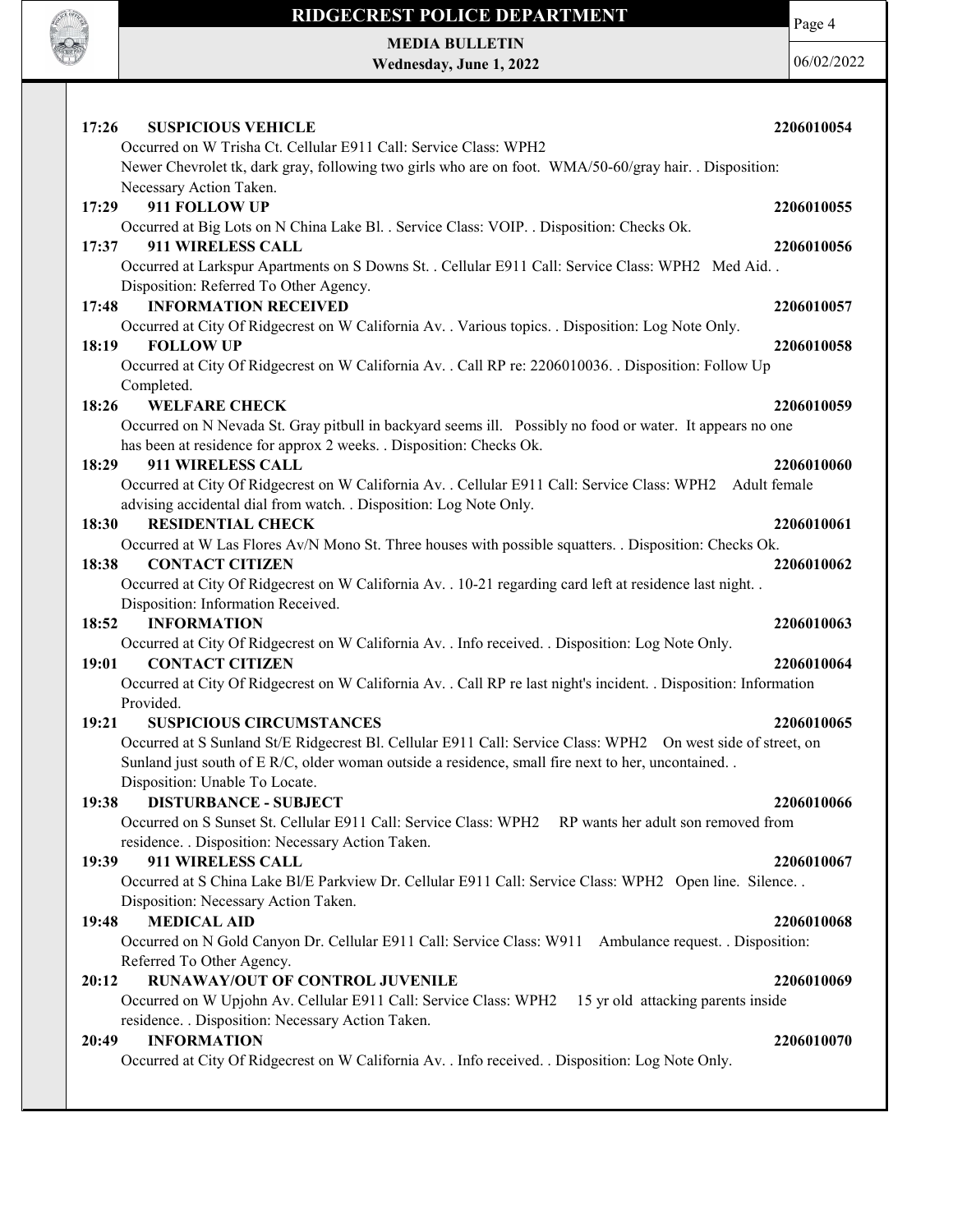**17:26 SUSPICIOUS VEHICLE 2206010054**

Occurred on W Trisha Ct. Cellular E911 Call: Service Class: WPH2
Newer Chevrolet tk, dark gray, following two girls who are on foot. WMA/50-60/gray hair. . Disposition: Necessary Action Taken.

**17:29 911 FOLLOW UP 2206010055**

Occurred at Big Lots on N China Lake Bl. . Service Class: VOIP. . Disposition: Checks Ok.

**17:37 911 WIRELESS CALL 2206010056**

Occurred at Larkspur Apartments on S Downs St. . Cellular E911 Call: Service Class: WPH2 Med Aid. . Disposition: Referred To Other Agency.

**17:48 INFORMATION RECEIVED 2206010057**

Occurred at City Of Ridgecrest on W California Av. . Various topics. . Disposition: Log Note Only.

**18:19 FOLLOW UP 2206010058**

Occurred at City Of Ridgecrest on W California Av. . Call RP re: 2206010036. . Disposition: Follow Up Completed.

**18:26 WELFARE CHECK 2206010059**

Occurred on N Nevada St. Gray pitbull in backyard seems ill. Possibly no food or water. It appears no one has been at residence for approx 2 weeks. . Disposition: Checks Ok.

**18:29 911 WIRELESS CALL 2206010060**

Occurred at City Of Ridgecrest on W California Av. . Cellular E911 Call: Service Class: WPH2 Adult female advising accidental dial from watch. . Disposition: Log Note Only.

**18:30 RESIDENTIAL CHECK 2206010061**

Occurred at W Las Flores Av/N Mono St. Three houses with possible squatters. . Disposition: Checks Ok.

**18:38 CONTACT CITIZEN 2206010062**

Occurred at City Of Ridgecrest on W California Av. . 10-21 regarding card left at residence last night. . Disposition: Information Received.

**18:52 INFORMATION 2206010063**

Occurred at City Of Ridgecrest on W California Av. . Info received. . Disposition: Log Note Only.

**19:01 CONTACT CITIZEN 2206010064**

Occurred at City Of Ridgecrest on W California Av. . Call RP re last night's incident. . Disposition: Information Provided.

**19:21 SUSPICIOUS CIRCUMSTANCES 2206010065**

Occurred at S Sunland St/E Ridgecrest Bl. Cellular E911 Call: Service Class: WPH2 On west side of street, on Sunland just south of E R/C, older woman outside a residence, small fire next to her, uncontained. . Disposition: Unable To Locate.

**19:38 DISTURBANCE - SUBJECT 2206010066**

Occurred on S Sunset St. Cellular E911 Call: Service Class: WPH2 RP wants her adult son removed from residence. . Disposition: Necessary Action Taken.

**19:39 911 WIRELESS CALL 2206010067**

Occurred at S China Lake Bl/E Parkview Dr. Cellular E911 Call: Service Class: WPH2 Open line. Silence. . Disposition: Necessary Action Taken.

**19:48 MEDICAL AID 2206010068**

Occurred on N Gold Canyon Dr. Cellular E911 Call: Service Class: W911 Ambulance request. . Disposition: Referred To Other Agency.

**20:12 RUNAWAY/OUT OF CONTROL JUVENILE 2206010069**

Occurred on W Upjohn Av. Cellular E911 Call: Service Class: WPH2 15 yr old attacking parents inside residence. . Disposition: Necessary Action Taken.

**20:49 INFORMATION 2206010070**

Occurred at City Of Ridgecrest on W California Av. . Info received. . Disposition: Log Note Only.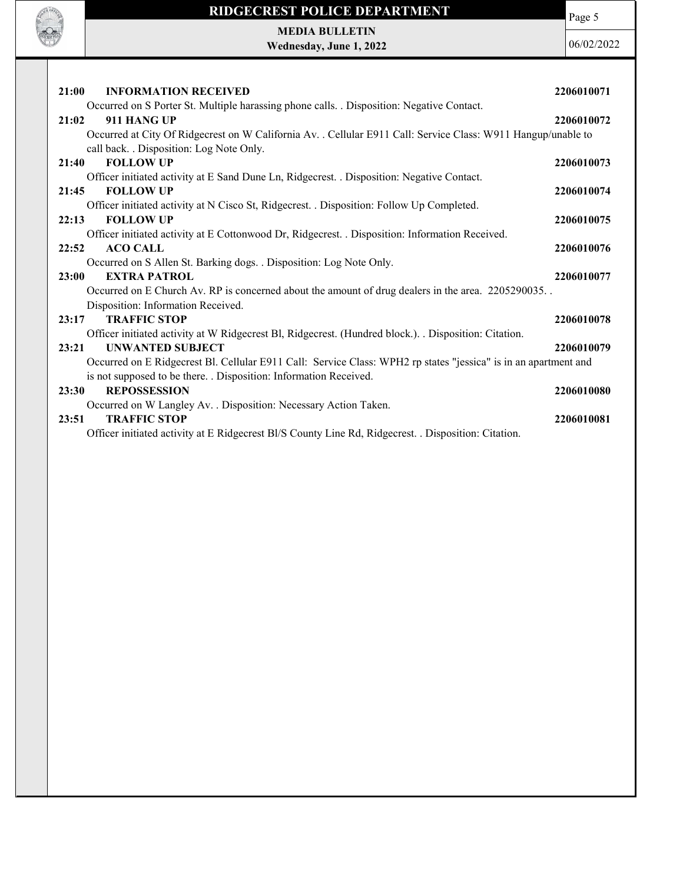**21:00 INFORMATION RECEIVED** **2206010071**

Occurred on S Porter St. Multiple harassing phone calls. . Disposition: Negative Contact.

**21:02 911 HANG UP** **2206010072**

Occurred at City Of Ridgecrest on W California Av. . Cellular E911 Call: Service Class: W911 Hangup/unable to call back. . Disposition: Log Note Only.

**21:40 FOLLOW UP** **2206010073**

Officer initiated activity at E Sand Dune Ln, Ridgecrest. . Disposition: Negative Contact.

**21:45 FOLLOW UP** **2206010074**

Officer initiated activity at N Cisco St, Ridgecrest. . Disposition: Follow Up Completed.

**22:13 FOLLOW UP** **2206010075**

Officer initiated activity at E Cottonwood Dr, Ridgecrest. . Disposition: Information Received.

**22:52 ACO CALL** **2206010076**

Occurred on S Allen St. Barking dogs. . Disposition: Log Note Only.

**23:00 EXTRA PATROL** **2206010077**

Occurred on E Church Av. RP is concerned about the amount of drug dealers in the area. 2205290035. . Disposition: Information Received.

**23:17 TRAFFIC STOP** **2206010078**

Officer initiated activity at W Ridgecrest Bl, Ridgecrest. (Hundred block.). . Disposition: Citation.

**23:21 UNWANTED SUBJECT** **2206010079**

Occurred on E Ridgecrest Bl. Cellular E911 Call: Service Class: WPH2 rp states "jessica" is in an apartment and is not supposed to be there. . Disposition: Information Received.

**23:30 REPOSSESSION** **2206010080**

Occurred on W Langley Av. . Disposition: Necessary Action Taken.

**23:51 TRAFFIC STOP** **2206010081**

Officer initiated activity at E Ridgecrest Bl/S County Line Rd, Ridgecrest. . Disposition: Citation.